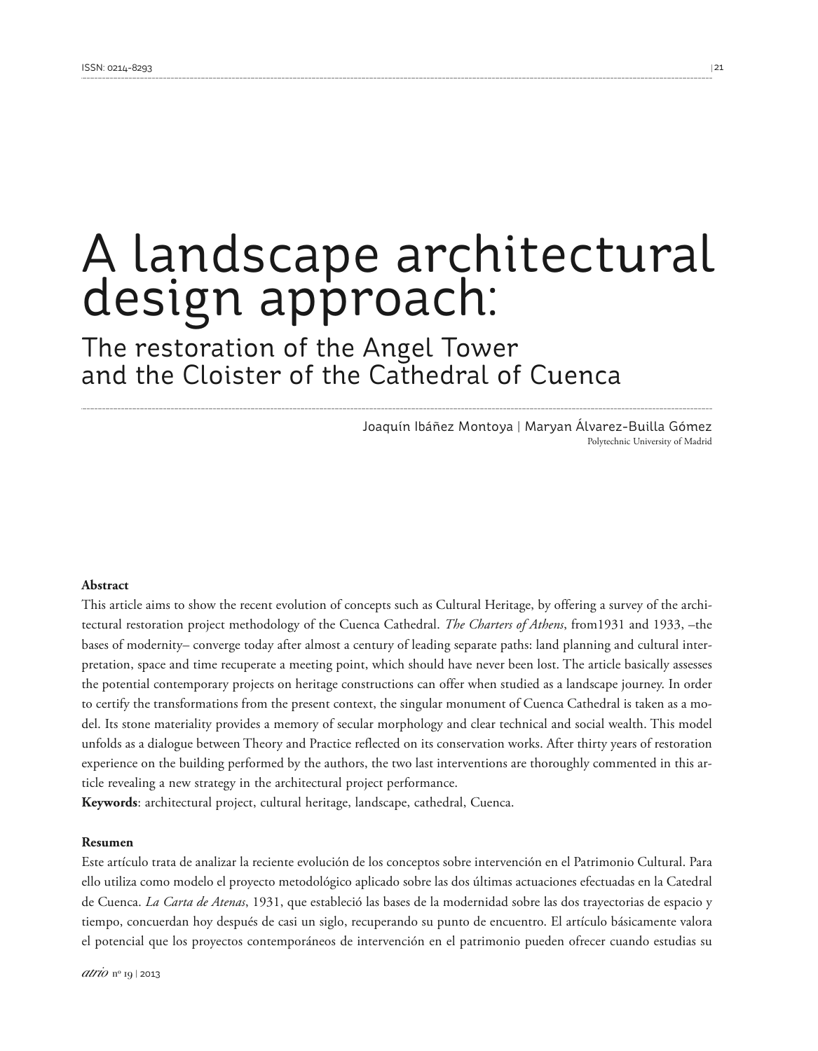# A landscape architectural design approach:

## The restoration of the Angel Tower and the Cloister of the Cathedral of Cuenca

Joaquín Ibáñez Montoya | Maryan Álvarez-Builla Gómez
Polytechnic University of Madrid

**Abstract**

This article aims to show the recent evolution of concepts such as Cultural Heritage, by offering a survey of the architectural restoration project methodology of the Cuenca Cathedral. *The Charters of Athens*, from1931 and 1933, –the bases of modernity– converge today after almost a century of leading separate paths: land planning and cultural interpretation, space and time recuperate a meeting point, which should have never been lost. The article basically assesses the potential contemporary projects on heritage constructions can offer when studied as a landscape journey. In order to certify the transformations from the present context, the singular monument of Cuenca Cathedral is taken as a model. Its stone materiality provides a memory of secular morphology and clear technical and social wealth. This model unfolds as a dialogue between Theory and Practice reflected on its conservation works. After thirty years of restoration experience on the building performed by the authors, the two last interventions are thoroughly commented in this article revealing a new strategy in the architectural project performance.

**Keywords**: architectural project, cultural heritage, landscape, cathedral, Cuenca.

**Resumen**

Este artículo trata de analizar la reciente evolución de los conceptos sobre intervención en el Patrimonio Cultural. Para ello utiliza como modelo el proyecto metodológico aplicado sobre las dos últimas actuaciones efectuadas en la Catedral de Cuenca. *La Carta de Atenas*, 1931, que estableció las bases de la modernidad sobre las dos trayectorias de espacio y tiempo, concuerdan hoy después de casi un siglo, recuperando su punto de encuentro. El artículo básicamente valora el potencial que los proyectos contemporáneos de intervención en el patrimonio pueden ofrecer cuando estudias su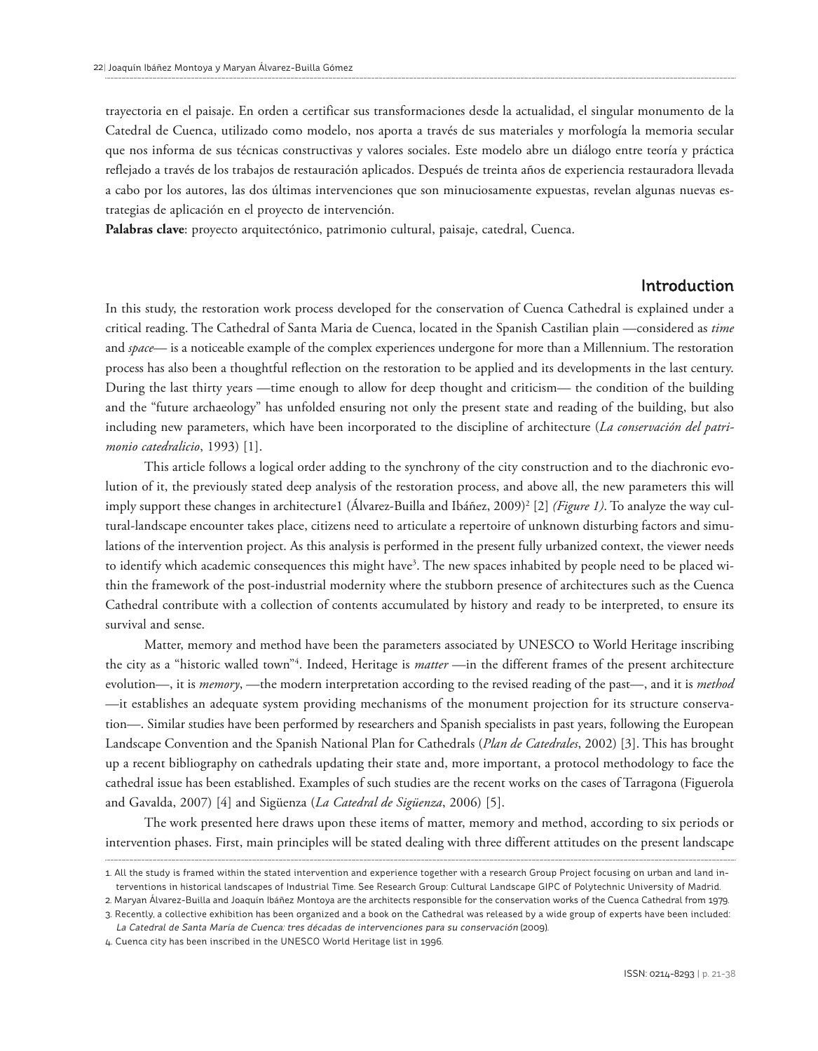trayectoria en el paisaje. En orden a certificar sus transformaciones desde la actualidad, el singular monumento de la Catedral de Cuenca, utilizado como modelo, nos aporta a través de sus materiales y morfología la memoria secular que nos informa de sus técnicas constructivas y valores sociales. Este modelo abre un diálogo entre teoría y práctica reflejado a través de los trabajos de restauración aplicados. Después de treinta años de experiencia restauradora llevada a cabo por los autores, las dos últimas intervenciones que son minuciosamente expuestas, revelan algunas nuevas estrategias de aplicación en el proyecto de intervención.

**Palabras clave**: proyecto arquitectónico, patrimonio cultural, paisaje, catedral, Cuenca.

## Introduction

In this study, the restoration work process developed for the conservation of Cuenca Cathedral is explained under a critical reading. The Cathedral of Santa Maria de Cuenca, located in the Spanish Castilian plain —considered as *time* and *space*— is a noticeable example of the complex experiences undergone for more than a Millennium. The restoration process has also been a thoughtful reflection on the restoration to be applied and its developments in the last century. During the last thirty years —time enough to allow for deep thought and criticism— the condition of the building and the "future archaeology" has unfolded ensuring not only the present state and reading of the building, but also including new parameters, which have been incorporated to the discipline of architecture (*La conservación del patrimonio catedralicio*, 1993) [1].

This article follows a logical order adding to the synchrony of the city construction and to the diachronic evolution of it, the previously stated deep analysis of the restoration process, and above all, the new parameters this will imply support these changes in architecture1 (Álvarez-Builla and Ibáñez, 2009)[2] [2] *(Figure 1)*. To analyze the way cultural-landscape encounter takes place, citizens need to articulate a repertoire of unknown disturbing factors and simulations of the intervention project. As this analysis is performed in the present fully urbanized context, the viewer needs to identify which academic consequences this might have[3]. The new spaces inhabited by people need to be placed within the framework of the post-industrial modernity where the stubborn presence of architectures such as the Cuenca Cathedral contribute with a collection of contents accumulated by history and ready to be interpreted, to ensure its survival and sense.

Matter, memory and method have been the parameters associated by UNESCO to World Heritage inscribing the city as a "historic walled town"[4]. Indeed, Heritage is *matter* —in the different frames of the present architecture evolution—, it is *memory*, —the modern interpretation according to the revised reading of the past—, and it is *method* —it establishes an adequate system providing mechanisms of the monument projection for its structure conservation—. Similar studies have been performed by researchers and Spanish specialists in past years, following the European Landscape Convention and the Spanish National Plan for Cathedrals (*Plan de Catedrales*, 2002) [3]. This has brought up a recent bibliography on cathedrals updating their state and, more important, a protocol methodology to face the cathedral issue has been established. Examples of such studies are the recent works on the cases of Tarragona (Figuerola and Gavalda, 2007) [4] and Sigüenza (*La Catedral de Sigüenza*, 2006) [5].

The work presented here draws upon these items of matter, memory and method, according to six periods or intervention phases. First, main principles will be stated dealing with three different attitudes on the present landscape

---

1. All the study is framed within the stated intervention and experience together with a research Group Project focusing on urban and land interventions in historical landscapes of Industrial Time. See Research Group: Cultural Landscape GIPC of Polytechnic University of Madrid.
2. Maryan Álvarez-Builla and Joaquín Ibáñez Montoya are the architects responsible for the conservation works of the Cuenca Cathedral from 1979.
3. Recently, a collective exhibition has been organized and a book on the Cathedral was released by a wide group of experts have been included: *La Catedral de Santa María de Cuenca: tres décadas de intervenciones para su conservación* (2009).
4. Cuenca city has been inscribed in the UNESCO World Heritage list in 1996.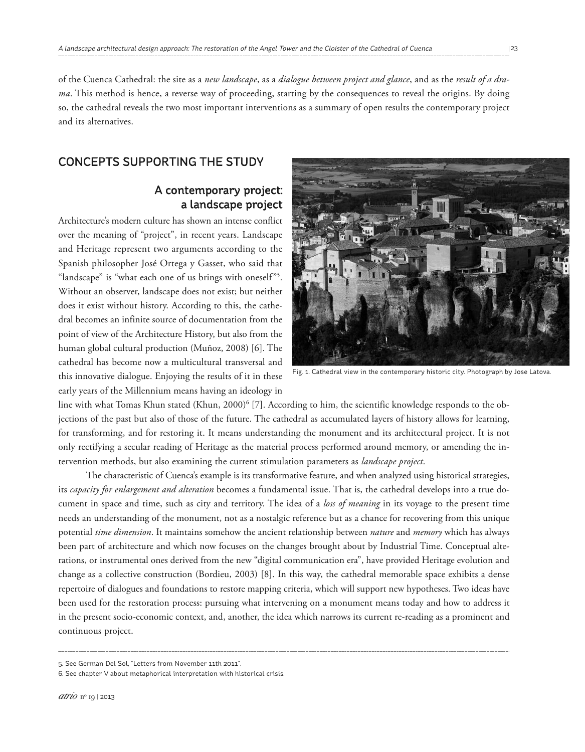of the Cuenca Cathedral: the site as a *new landscape*, as a *dialogue between project and glance*, and as the *result of a drama*. This method is hence, a reverse way of proceeding, starting by the consequences to reveal the origins. By doing so, the cathedral reveals the two most important interventions as a summary of open results the contemporary project and its alternatives.

## CONCEPTS SUPPORTING THE STUDY

### A contemporary project: a landscape project

Architecture's modern culture has shown an intense conflict over the meaning of "project", in recent years. Landscape and Heritage represent two arguments according to the Spanish philosopher José Ortega y Gasset, who said that "landscape" is "what each one of us brings with oneself"[5]. Without an observer, landscape does not exist; but neither does it exist without history. According to this, the cathedral becomes an infinite source of documentation from the point of view of the Architecture History, but also from the human global cultural production (Muñoz, 2008) [6]. The cathedral has become now a multicultural transversal and this innovative dialogue. Enjoying the results of it in these early years of the Millennium means having an ideology in line with what Tomas Khun stated (Khun, 2000)[6] [7]. According to him, the scientific knowledge responds to the objections of the past but also of those of the future. The cathedral as accumulated layers of history allows for learning, for transforming, and for restoring it. It means understanding the monument and its architectural project. It is not only rectifying a secular reading of Heritage as the material process performed around memory, or amending the intervention methods, but also examining the current stimulation parameters as *landscape project*.

Fig. 1. Cathedral view in the contemporary historic city. Photograph by Jose Latova.

The characteristic of Cuenca's example is its transformative feature, and when analyzed using historical strategies, its *capacity for enlargement and alteration* becomes a fundamental issue. That is, the cathedral develops into a true document in space and time, such as city and territory. The idea of a *loss of meaning* in its voyage to the present time needs an understanding of the monument, not as a nostalgic reference but as a chance for recovering from this unique potential *time dimension*. It maintains somehow the ancient relationship between *nature* and *memory* which has always been part of architecture and which now focuses on the changes brought about by Industrial Time. Conceptual alterations, or instrumental ones derived from the new "digital communication era", have provided Heritage evolution and change as a collective construction (Bordieu, 2003) [8]. In this way, the cathedral memorable space exhibits a dense repertoire of dialogues and foundations to restore mapping criteria, which will support new hypotheses. Two ideas have been used for the restoration process: pursuing what intervening on a monument means today and how to address it in the present socio-economic context, and, another, the idea which narrows its current re-reading as a prominent and continuous project.

---

5. See German Del Sol, "Letters from November 11th 2011".

6. See chapter V about metaphorical interpretation with historical crisis.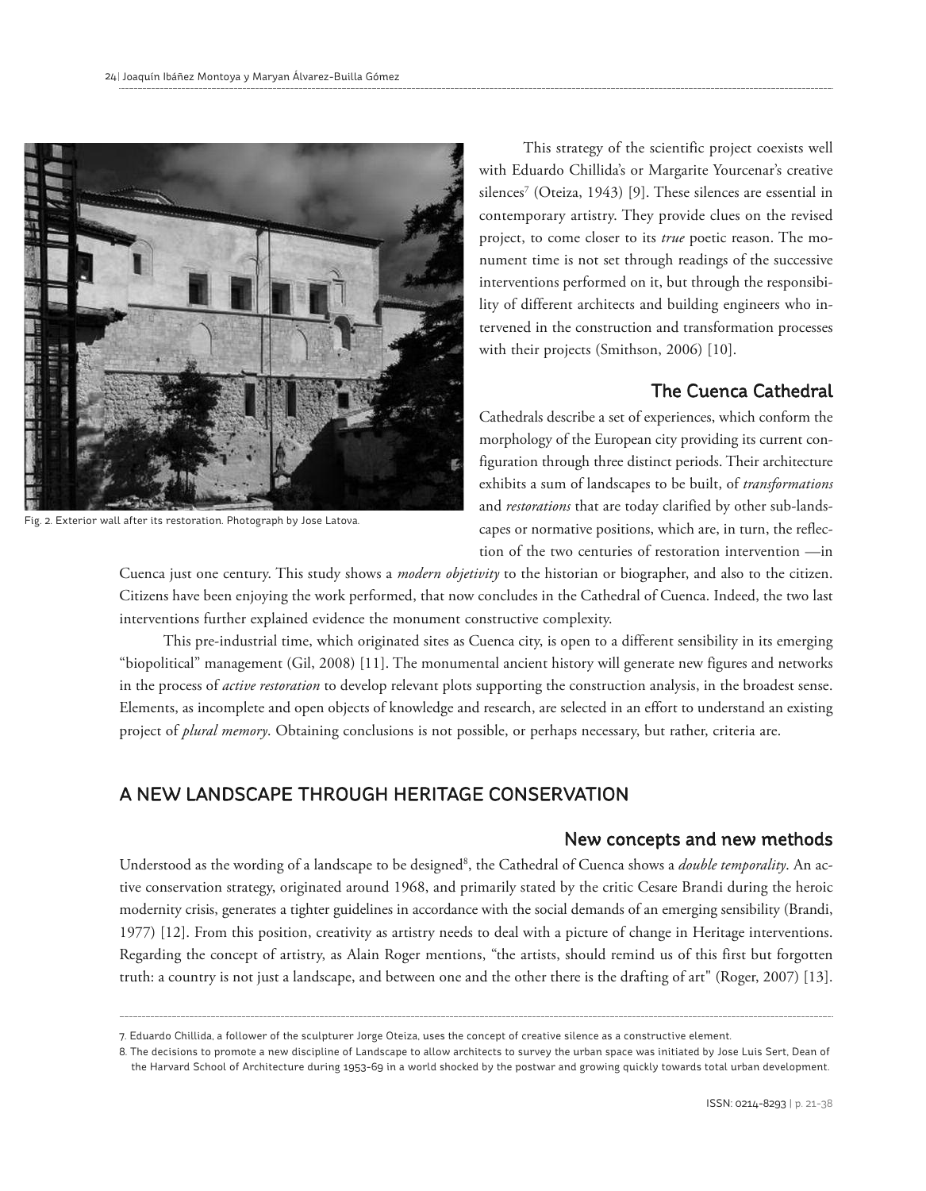Fig. 2. Exterior wall after its restoration. Photograph by Jose Latova.

This strategy of the scientific project coexists well with Eduardo Chillida's or Margarite Yourcenar's creative silences[7] (Oteiza, 1943) [9]. These silences are essential in contemporary artistry. They provide clues on the revised project, to come closer to its *true* poetic reason. The monument time is not set through readings of the successive interventions performed on it, but through the responsibility of different architects and building engineers who intervened in the construction and transformation processes with their projects (Smithson, 2006) [10].

### The Cuenca Cathedral

Cathedrals describe a set of experiences, which conform the morphology of the European city providing its current configuration through three distinct periods. Their architecture exhibits a sum of landscapes to be built, of *transformations* and *restorations* that are today clarified by other sub-landscapes or normative positions, which are, in turn, the reflection of the two centuries of restoration intervention —in Cuenca just one century. This study shows a *modern objetivity* to the historian or biographer, and also to the citizen. Citizens have been enjoying the work performed, that now concludes in the Cathedral of Cuenca. Indeed, the two last interventions further explained evidence the monument constructive complexity.

This pre-industrial time, which originated sites as Cuenca city, is open to a different sensibility in its emerging "biopolitical" management (Gil, 2008) [11]. The monumental ancient history will generate new figures and networks in the process of *active restoration* to develop relevant plots supporting the construction analysis, in the broadest sense. Elements, as incomplete and open objects of knowledge and research, are selected in an effort to understand an existing project of *plural memory*. Obtaining conclusions is not possible, or perhaps necessary, but rather, criteria are.

## A NEW LANDSCAPE THROUGH HERITAGE CONSERVATION

### New concepts and new methods

Understood as the wording of a landscape to be designed[8], the Cathedral of Cuenca shows a *double temporality*. An active conservation strategy, originated around 1968, and primarily stated by the critic Cesare Brandi during the heroic modernity crisis, generates a tighter guidelines in accordance with the social demands of an emerging sensibility (Brandi, 1977) [12]. From this position, creativity as artistry needs to deal with a picture of change in Heritage interventions. Regarding the concept of artistry, as Alain Roger mentions, "the artists, should remind us of this first but forgotten truth: a country is not just a landscape, and between one and the other there is the drafting of art" (Roger, 2007) [13].

---

7. Eduardo Chillida, a follower of the sculpturer Jorge Oteiza, uses the concept of creative silence as a constructive element.

8. The decisions to promote a new discipline of Landscape to allow architects to survey the urban space was initiated by Jose Luis Sert, Dean of the Harvard School of Architecture during 1953-69 in a world shocked by the postwar and growing quickly towards total urban development.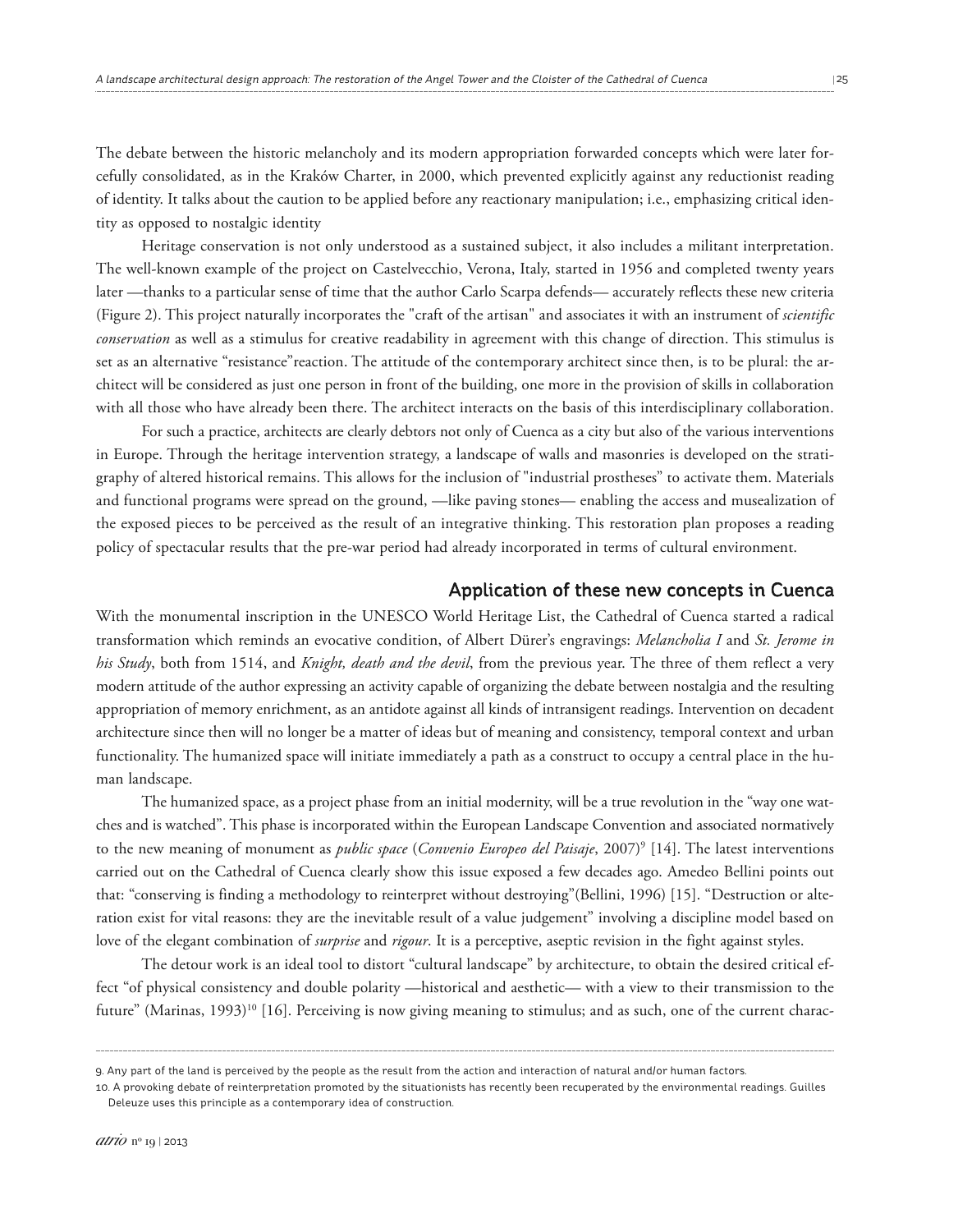The debate between the historic melancholy and its modern appropriation forwarded concepts which were later forcefully consolidated, as in the Kraków Charter, in 2000, which prevented explicitly against any reductionist reading of identity. It talks about the caution to be applied before any reactionary manipulation; i.e., emphasizing critical identity as opposed to nostalgic identity

Heritage conservation is not only understood as a sustained subject, it also includes a militant interpretation. The well-known example of the project on Castelvecchio, Verona, Italy, started in 1956 and completed twenty years later —thanks to a particular sense of time that the author Carlo Scarpa defends— accurately reflects these new criteria (Figure 2). This project naturally incorporates the "craft of the artisan" and associates it with an instrument of *scientific conservation* as well as a stimulus for creative readability in agreement with this change of direction. This stimulus is set as an alternative "resistance"reaction. The attitude of the contemporary architect since then, is to be plural: the architect will be considered as just one person in front of the building, one more in the provision of skills in collaboration with all those who have already been there. The architect interacts on the basis of this interdisciplinary collaboration.

For such a practice, architects are clearly debtors not only of Cuenca as a city but also of the various interventions in Europe. Through the heritage intervention strategy, a landscape of walls and masonries is developed on the stratigraphy of altered historical remains. This allows for the inclusion of "industrial prostheses" to activate them. Materials and functional programs were spread on the ground, —like paving stones— enabling the access and musealization of the exposed pieces to be perceived as the result of an integrative thinking. This restoration plan proposes a reading policy of spectacular results that the pre-war period had already incorporated in terms of cultural environment.

## Application of these new concepts in Cuenca

With the monumental inscription in the UNESCO World Heritage List, the Cathedral of Cuenca started a radical transformation which reminds an evocative condition, of Albert Dürer's engravings: *Melancholia I* and *St. Jerome in his Study*, both from 1514, and *Knight, death and the devil*, from the previous year. The three of them reflect a very modern attitude of the author expressing an activity capable of organizing the debate between nostalgia and the resulting appropriation of memory enrichment, as an antidote against all kinds of intransigent readings. Intervention on decadent architecture since then will no longer be a matter of ideas but of meaning and consistency, temporal context and urban functionality. The humanized space will initiate immediately a path as a construct to occupy a central place in the human landscape.

The humanized space, as a project phase from an initial modernity, will be a true revolution in the "way one watches and is watched". This phase is incorporated within the European Landscape Convention and associated normatively to the new meaning of monument as *public space* (*Convenio Europeo del Paisaje*, 2007)[9] [14]. The latest interventions carried out on the Cathedral of Cuenca clearly show this issue exposed a few decades ago. Amedeo Bellini points out that: "conserving is finding a methodology to reinterpret without destroying"(Bellini, 1996) [15]. "Destruction or alteration exist for vital reasons: they are the inevitable result of a value judgement" involving a discipline model based on love of the elegant combination of *surprise* and *rigour*. It is a perceptive, aseptic revision in the fight against styles.

The detour work is an ideal tool to distort "cultural landscape" by architecture, to obtain the desired critical effect "of physical consistency and double polarity —historical and aesthetic— with a view to their transmission to the future" (Marinas, 1993)[10] [16]. Perceiving is now giving meaning to stimulus; and as such, one of the current charac-

9. Any part of the land is perceived by the people as the result from the action and interaction of natural and/or human factors.

10. A provoking debate of reinterpretation promoted by the situationists has recently been recuperated by the environmental readings. Guilles Deleuze uses this principle as a contemporary idea of construction.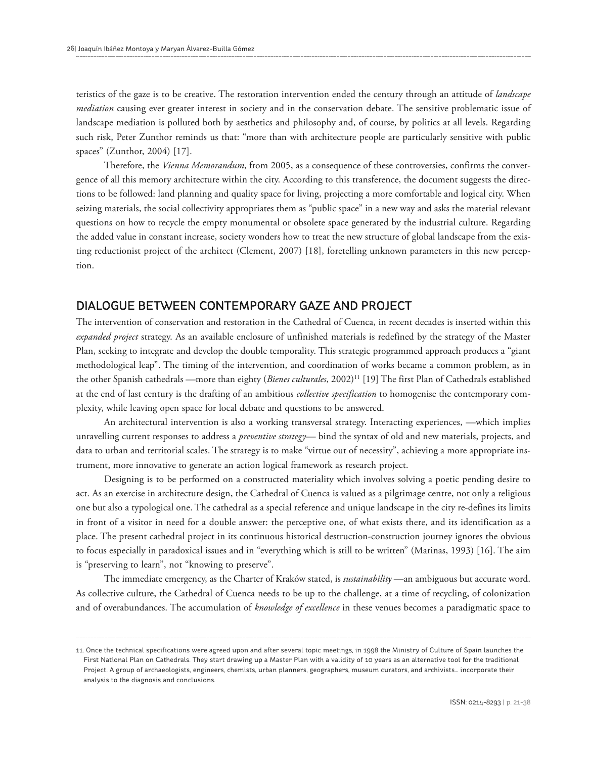teristics of the gaze is to be creative. The restoration intervention ended the century through an attitude of *landscape mediation* causing ever greater interest in society and in the conservation debate. The sensitive problematic issue of landscape mediation is polluted both by aesthetics and philosophy and, of course, by politics at all levels. Regarding such risk, Peter Zunthor reminds us that: "more than with architecture people are particularly sensitive with public spaces" (Zunthor, 2004) [17].

Therefore, the *Vienna Memorandum*, from 2005, as a consequence of these controversies, confirms the convergence of all this memory architecture within the city. According to this transference, the document suggests the directions to be followed: land planning and quality space for living, projecting a more comfortable and logical city. When seizing materials, the social collectivity appropriates them as "public space" in a new way and asks the material relevant questions on how to recycle the empty monumental or obsolete space generated by the industrial culture. Regarding the added value in constant increase, society wonders how to treat the new structure of global landscape from the existing reductionist project of the architect (Clement, 2007) [18], foretelling unknown parameters in this new perception.

## DIALOGUE BETWEEN CONTEMPORARY GAZE AND PROJECT

The intervention of conservation and restoration in the Cathedral of Cuenca, in recent decades is inserted within this *expanded project* strategy. As an available enclosure of unfinished materials is redefined by the strategy of the Master Plan, seeking to integrate and develop the double temporality. This strategic programmed approach produces a "giant methodological leap". The timing of the intervention, and coordination of works became a common problem, as in the other Spanish cathedrals —more than eighty (*Bienes culturales*, 2002)[11] [19] The first Plan of Cathedrals established at the end of last century is the drafting of an ambitious *collective specification* to homogenise the contemporary complexity, while leaving open space for local debate and questions to be answered.

An architectural intervention is also a working transversal strategy. Interacting experiences, —which implies unravelling current responses to address a *preventive strategy*— bind the syntax of old and new materials, projects, and data to urban and territorial scales. The strategy is to make "virtue out of necessity", achieving a more appropriate instrument, more innovative to generate an action logical framework as research project.

Designing is to be performed on a constructed materiality which involves solving a poetic pending desire to act. As an exercise in architecture design, the Cathedral of Cuenca is valued as a pilgrimage centre, not only a religious one but also a typological one. The cathedral as a special reference and unique landscape in the city re-defines its limits in front of a visitor in need for a double answer: the perceptive one, of what exists there, and its identification as a place. The present cathedral project in its continuous historical destruction-construction journey ignores the obvious to focus especially in paradoxical issues and in "everything which is still to be written" (Marinas, 1993) [16]. The aim is "preserving to learn", not "knowing to preserve".

The immediate emergency, as the Charter of Kraków stated, is *sustainability* —an ambiguous but accurate word. As collective culture, the Cathedral of Cuenca needs to be up to the challenge, at a time of recycling, of colonization and of overabundances. The accumulation of *knowledge of excellence* in these venues becomes a paradigmatic space to

11. Once the technical specifications were agreed upon and after several topic meetings, in 1998 the Ministry of Culture of Spain launches the First National Plan on Cathedrals. They start drawing up a Master Plan with a validity of 10 years as an alternative tool for the traditional Project. A group of archaeologists, engineers, chemists, urban planners, geographers, museum curators, and archivists… incorporate their analysis to the diagnosis and conclusions.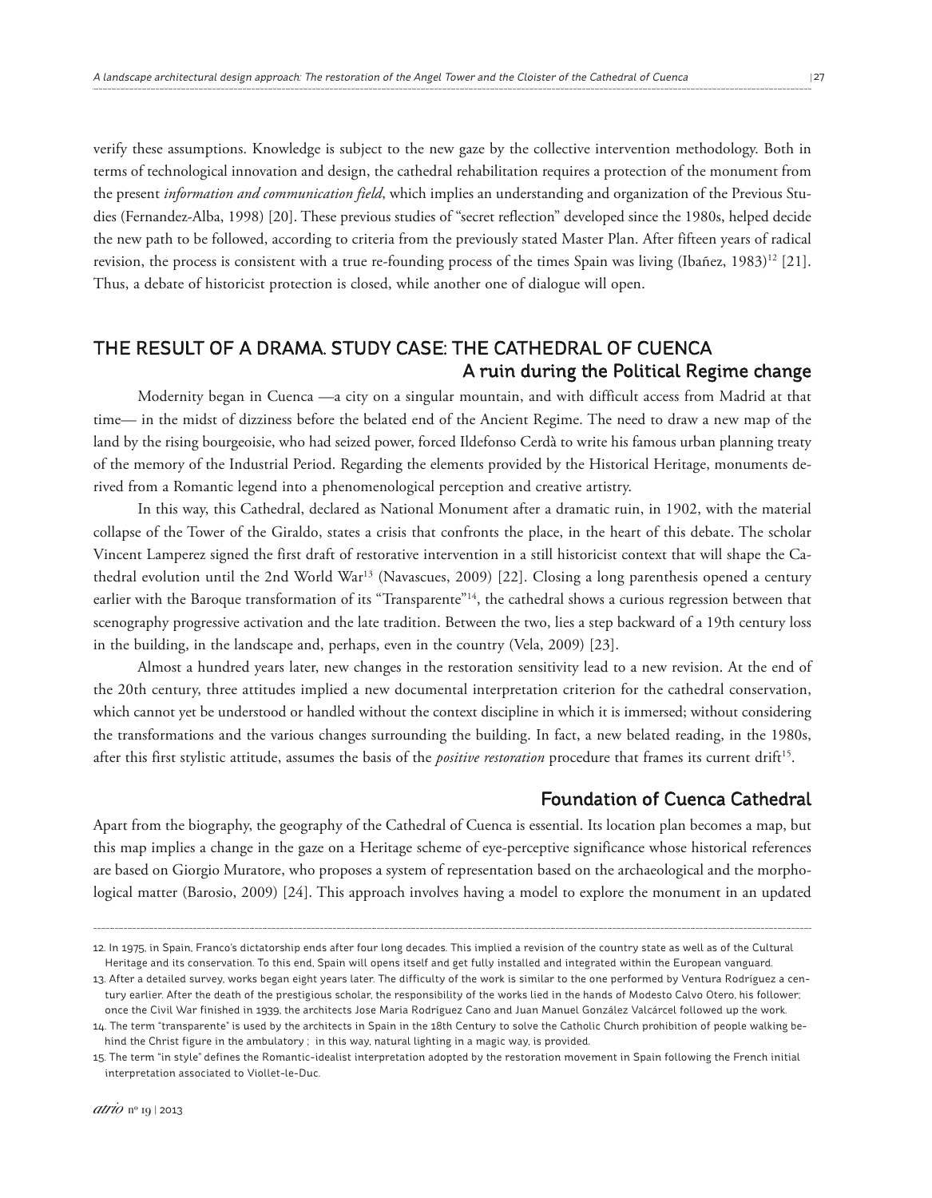verify these assumptions. Knowledge is subject to the new gaze by the collective intervention methodology. Both in terms of technological innovation and design, the cathedral rehabilitation requires a protection of the monument from the present *information and communication field*, which implies an understanding and organization of the Previous Studies (Fernandez-Alba, 1998) [20]. These previous studies of "secret reflection" developed since the 1980s, helped decide the new path to be followed, according to criteria from the previously stated Master Plan. After fifteen years of radical revision, the process is consistent with a true re-founding process of the times Spain was living (Ibañez, 1983)[12] [21]. Thus, a debate of historicist protection is closed, while another one of dialogue will open.

## THE RESULT OF A DRAMA. STUDY CASE: THE CATHEDRAL OF CUENCA

### A ruin during the Political Regime change

Modernity began in Cuenca —a city on a singular mountain, and with difficult access from Madrid at that time— in the midst of dizziness before the belated end of the Ancient Regime. The need to draw a new map of the land by the rising bourgeoisie, who had seized power, forced Ildefonso Cerdà to write his famous urban planning treaty of the memory of the Industrial Period. Regarding the elements provided by the Historical Heritage, monuments derived from a Romantic legend into a phenomenological perception and creative artistry.

In this way, this Cathedral, declared as National Monument after a dramatic ruin, in 1902, with the material collapse of the Tower of the Giraldo, states a crisis that confronts the place, in the heart of this debate. The scholar Vincent Lamperez signed the first draft of restorative intervention in a still historicist context that will shape the Cathedral evolution until the 2nd World War[13] (Navascues, 2009) [22]. Closing a long parenthesis opened a century earlier with the Baroque transformation of its "Transparente"[14], the cathedral shows a curious regression between that scenography progressive activation and the late tradition. Between the two, lies a step backward of a 19th century loss in the building, in the landscape and, perhaps, even in the country (Vela, 2009) [23].

Almost a hundred years later, new changes in the restoration sensitivity lead to a new revision. At the end of the 20th century, three attitudes implied a new documental interpretation criterion for the cathedral conservation, which cannot yet be understood or handled without the context discipline in which it is immersed; without considering the transformations and the various changes surrounding the building. In fact, a new belated reading, in the 1980s, after this first stylistic attitude, assumes the basis of the *positive restoration* procedure that frames its current drift[15].

### Foundation of Cuenca Cathedral

Apart from the biography, the geography of the Cathedral of Cuenca is essential. Its location plan becomes a map, but this map implies a change in the gaze on a Heritage scheme of eye-perceptive significance whose historical references are based on Giorgio Muratore, who proposes a system of representation based on the archaeological and the morphological matter (Barosio, 2009) [24]. This approach involves having a model to explore the monument in an updated

---

12. In 1975, in Spain, Franco's dictatorship ends after four long decades. This implied a revision of the country state as well as of the Cultural Heritage and its conservation. To this end, Spain will opens itself and get fully installed and integrated within the European vanguard.

13. After a detailed survey, works began eight years later. The difficulty of the work is similar to the one performed by Ventura Rodríguez a century earlier. After the death of the prestigious scholar, the responsibility of the works lied in the hands of Modesto Calvo Otero, his follower; once the Civil War finished in 1939, the architects Jose Maria Rodríguez Cano and Juan Manuel González Valcárcel followed up the work.

14. The term "transparente" is used by the architects in Spain in the 18th Century to solve the Catholic Church prohibition of people walking behind the Christ figure in the ambulatory ; in this way, natural lighting in a magic way, is provided.

15. The term "in style" defines the Romantic-idealist interpretation adopted by the restoration movement in Spain following the French initial interpretation associated to Viollet-le-Duc.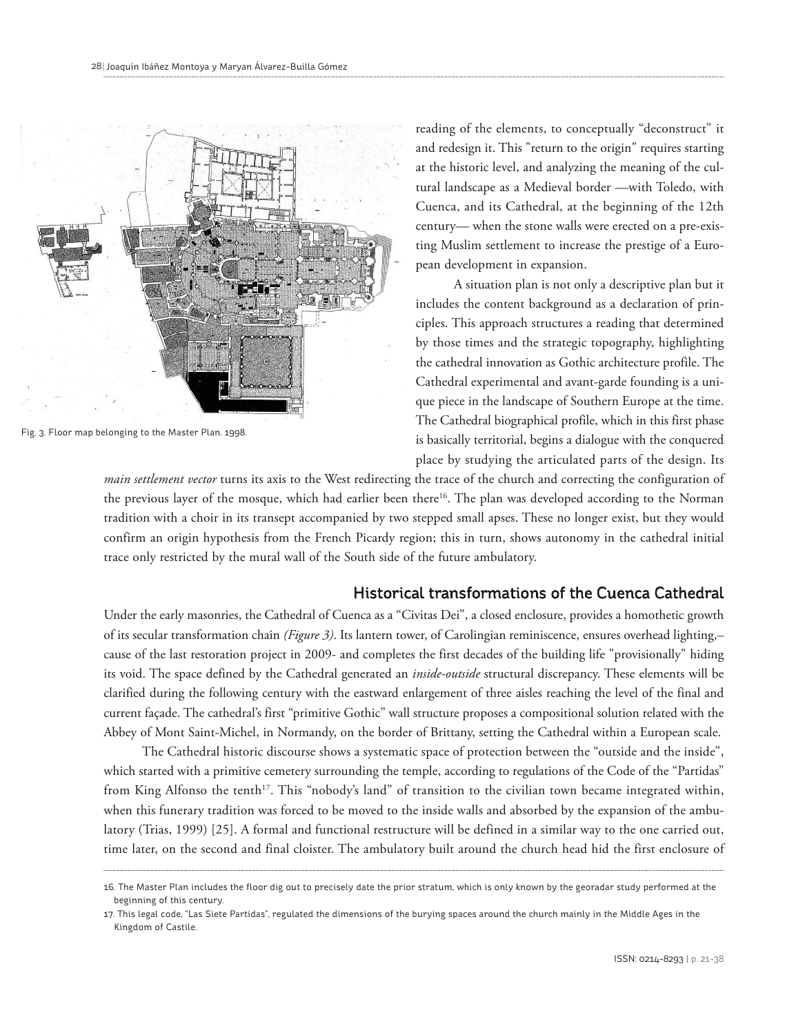reading of the elements, to conceptually "deconstruct" it and redesign it. This "return to the origin" requires starting at the historic level, and analyzing the meaning of the cultural landscape as a Medieval border —with Toledo, with Cuenca, and its Cathedral, at the beginning of the 12th century— when the stone walls were erected on a pre-existing Muslim settlement to increase the prestige of a European development in expansion.

A situation plan is not only a descriptive plan but it includes the content background as a declaration of principles. This approach structures a reading that determined by those times and the strategic topography, highlighting the cathedral innovation as Gothic architecture profile. The Cathedral experimental and avant-garde founding is a unique piece in the landscape of Southern Europe at the time. The Cathedral biographical profile, which in this first phase is basically territorial, begins a dialogue with the conquered place by studying the articulated parts of the design. Its *main settlement vector* turns its axis to the West redirecting the trace of the church and correcting the configuration of the previous layer of the mosque, which had earlier been there[16]. The plan was developed according to the Norman tradition with a choir in its transept accompanied by two stepped small apses. These no longer exist, but they would confirm an origin hypothesis from the French Picardy region; this in turn, shows autonomy in the cathedral initial trace only restricted by the mural wall of the South side of the future ambulatory.

Fig. 3. Floor map belonging to the Master Plan. 1998.

## Historical transformations of the Cuenca Cathedral

Under the early masonries, the Cathedral of Cuenca as a "Civitas Dei", a closed enclosure, provides a homothetic growth of its secular transformation chain *(Figure 3)*. Its lantern tower, of Carolingian reminiscence, ensures overhead lighting,– cause of the last restoration project in 2009- and completes the first decades of the building life "provisionally" hiding its void. The space defined by the Cathedral generated an *inside-outside* structural discrepancy. These elements will be clarified during the following century with the eastward enlargement of three aisles reaching the level of the final and current façade. The cathedral's first "primitive Gothic" wall structure proposes a compositional solution related with the Abbey of Mont Saint-Michel, in Normandy, on the border of Brittany, setting the Cathedral within a European scale.

The Cathedral historic discourse shows a systematic space of protection between the "outside and the inside", which started with a primitive cemetery surrounding the temple, according to regulations of the Code of the "Partidas" from King Alfonso the tenth[17]. This "nobody's land" of transition to the civilian town became integrated within, when this funerary tradition was forced to be moved to the inside walls and absorbed by the expansion of the ambulatory (Trias, 1999) [25]. A formal and functional restructure will be defined in a similar way to the one carried out, time later, on the second and final cloister. The ambulatory built around the church head hid the first enclosure of

16. The Master Plan includes the floor dig out to precisely date the prior stratum, which is only known by the georadar study performed at the beginning of this century.

17. This legal code, "Las Siete Partidas", regulated the dimensions of the burying spaces around the church mainly in the Middle Ages in the Kingdom of Castile.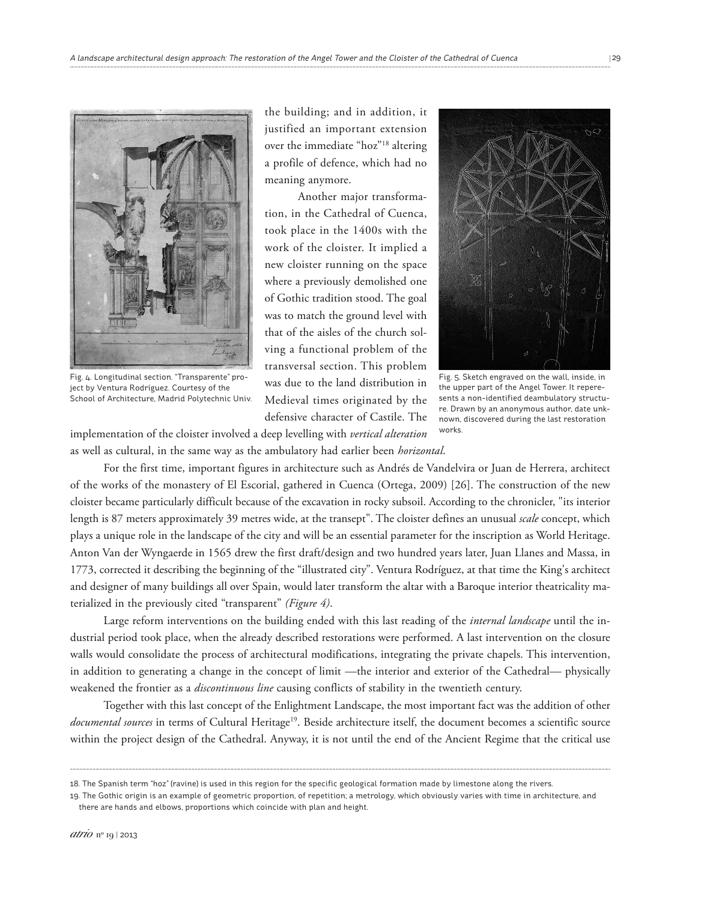Fig. 4. Longitudinal section. "Transparente" project by Ventura Rodríguez. Courtesy of the School of Architecture, Madrid Polytechnic Univ.

the building; and in addition, it justified an important extension over the immediate "hoz"[18] altering a profile of defence, which had no meaning anymore.

Another major transformation, in the Cathedral of Cuenca, took place in the 1400s with the work of the cloister. It implied a new cloister running on the space where a previously demolished one of Gothic tradition stood. The goal was to match the ground level with that of the aisles of the church solving a functional problem of the transversal section. This problem was due to the land distribution in Medieval times originated by the defensive character of Castile. The implementation of the cloister involved a deep levelling with *vertical alteration* as well as cultural, in the same way as the ambulatory had earlier been *horizontal*.

Fig. 5. Sketch engraved on the wall, inside, in the upper part of the Angel Tower. It reperesents a non-identified deambulatory structure. Drawn by an anonymous author, date unknown, discovered during the last restoration works.

For the first time, important figures in architecture such as Andrés de Vandelvira or Juan de Herrera, architect of the works of the monastery of El Escorial, gathered in Cuenca (Ortega, 2009) [26]. The construction of the new cloister became particularly difficult because of the excavation in rocky subsoil. According to the chronicler, "its interior length is 87 meters approximately 39 metres wide, at the transept". The cloister defines an unusual *scale* concept, which plays a unique role in the landscape of the city and will be an essential parameter for the inscription as World Heritage. Anton Van der Wyngaerde in 1565 drew the first draft/design and two hundred years later, Juan Llanes and Massa, in 1773, corrected it describing the beginning of the "illustrated city". Ventura Rodríguez, at that time the King's architect and designer of many buildings all over Spain, would later transform the altar with a Baroque interior theatricality materialized in the previously cited "transparent" *(Figure 4)*.

Large reform interventions on the building ended with this last reading of the *internal landscape* until the industrial period took place, when the already described restorations were performed. A last intervention on the closure walls would consolidate the process of architectural modifications, integrating the private chapels. This intervention, in addition to generating a change in the concept of limit —the interior and exterior of the Cathedral— physically weakened the frontier as a *discontinuous line* causing conflicts of stability in the twentieth century.

Together with this last concept of the Enlightment Landscape, the most important fact was the addition of other *documental sources* in terms of Cultural Heritage[19]. Beside architecture itself, the document becomes a scientific source within the project design of the Cathedral. Anyway, it is not until the end of the Ancient Regime that the critical use

18. The Spanish term "hoz" (ravine) is used in this region for the specific geological formation made by limestone along the rivers.

19. The Gothic origin is an example of geometric proportion, of repetition; a metrology, which obviously varies with time in architecture, and there are hands and elbows, proportions which coincide with plan and height.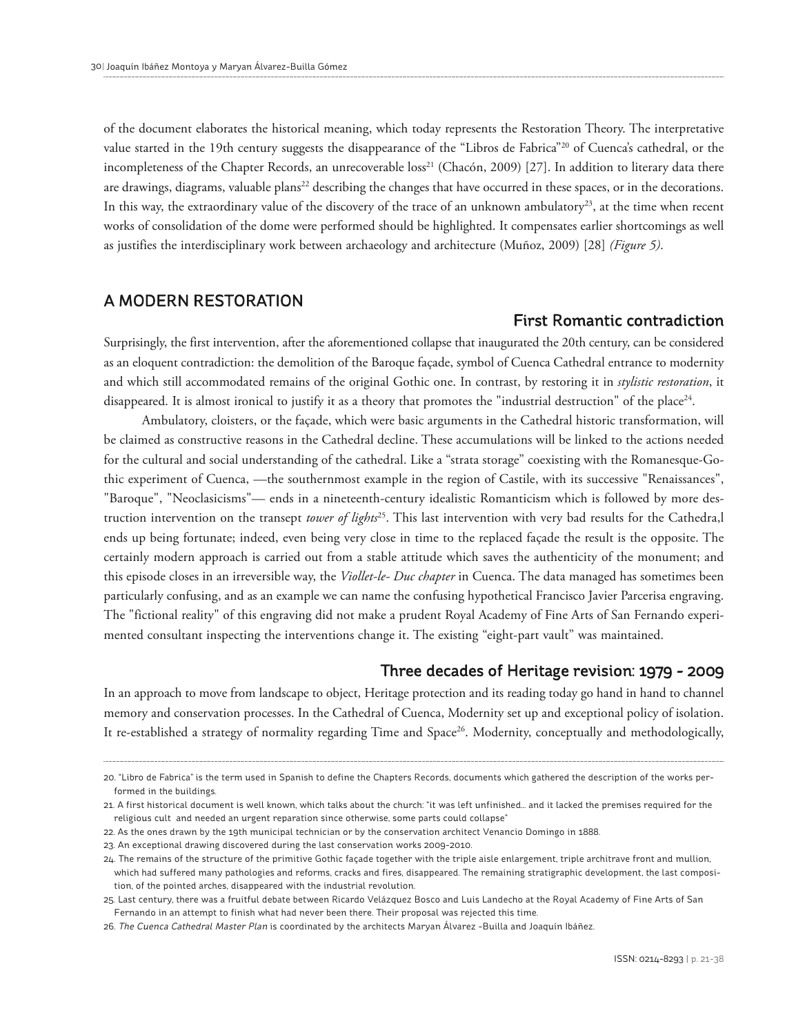of the document elaborates the historical meaning, which today represents the Restoration Theory. The interpretative value started in the 19th century suggests the disappearance of the "Libros de Fabrica"[20] of Cuenca's cathedral, or the incompleteness of the Chapter Records, an unrecoverable loss[21] (Chacón, 2009) [27]. In addition to literary data there are drawings, diagrams, valuable plans[22] describing the changes that have occurred in these spaces, or in the decorations. In this way, the extraordinary value of the discovery of the trace of an unknown ambulatory[23], at the time when recent works of consolidation of the dome were performed should be highlighted. It compensates earlier shortcomings as well as justifies the interdisciplinary work between archaeology and architecture (Muñoz, 2009) [28] *(Figure 5)*.

## A MODERN RESTORATION

### First Romantic contradiction

Surprisingly, the first intervention, after the aforementioned collapse that inaugurated the 20th century, can be considered as an eloquent contradiction: the demolition of the Baroque façade, symbol of Cuenca Cathedral entrance to modernity and which still accommodated remains of the original Gothic one. In contrast, by restoring it in *stylistic restoration*, it disappeared. It is almost ironical to justify it as a theory that promotes the "industrial destruction" of the place[24].

Ambulatory, cloisters, or the façade, which were basic arguments in the Cathedral historic transformation, will be claimed as constructive reasons in the Cathedral decline. These accumulations will be linked to the actions needed for the cultural and social understanding of the cathedral. Like a "strata storage" coexisting with the Romanesque-Gothic experiment of Cuenca, —the southernmost example in the region of Castile, with its successive "Renaissances", "Baroque", "Neoclasicisms"— ends in a nineteenth-century idealistic Romanticism which is followed by more destruction intervention on the transept *tower of lights*[25]. This last intervention with very bad results for the Cathedra,l ends up being fortunate; indeed, even being very close in time to the replaced façade the result is the opposite. The certainly modern approach is carried out from a stable attitude which saves the authenticity of the monument; and this episode closes in an irreversible way, the *Viollet-le- Duc chapter* in Cuenca. The data managed has sometimes been particularly confusing, and as an example we can name the confusing hypothetical Francisco Javier Parcerisa engraving. The "fictional reality" of this engraving did not make a prudent Royal Academy of Fine Arts of San Fernando experimented consultant inspecting the interventions change it. The existing "eight-part vault" was maintained.

### Three decades of Heritage revision: 1979 - 2009

In an approach to move from landscape to object, Heritage protection and its reading today go hand in hand to channel memory and conservation processes. In the Cathedral of Cuenca, Modernity set up and exceptional policy of isolation. It re-established a strategy of normality regarding Time and Space[26]. Modernity, conceptually and methodologically,

---

20. "Libro de Fabrica" is the term used in Spanish to define the Chapters Records, documents which gathered the description of the works performed in the buildings.

21. A first historical document is well known, which talks about the church: "it was left unfinished… and it lacked the premises required for the religious cult and needed an urgent reparation since otherwise, some parts could collapse"

22. As the ones drawn by the 19th municipal technician or by the conservation architect Venancio Domingo in 1888.

23. An exceptional drawing discovered during the last conservation works 2009-2010.

24. The remains of the structure of the primitive Gothic façade together with the triple aisle enlargement, triple architrave front and mullion, which had suffered many pathologies and reforms, cracks and fires, disappeared. The remaining stratigraphic development, the last composition, of the pointed arches, disappeared with the industrial revolution.

25. Last century, there was a fruitful debate between Ricardo Velázquez Bosco and Luis Landecho at the Royal Academy of Fine Arts of San Fernando in an attempt to finish what had never been there. Their proposal was rejected this time.

26. *The Cuenca Cathedral Master Plan* is coordinated by the architects Maryan Álvarez -Builla and Joaquín Ibáñez.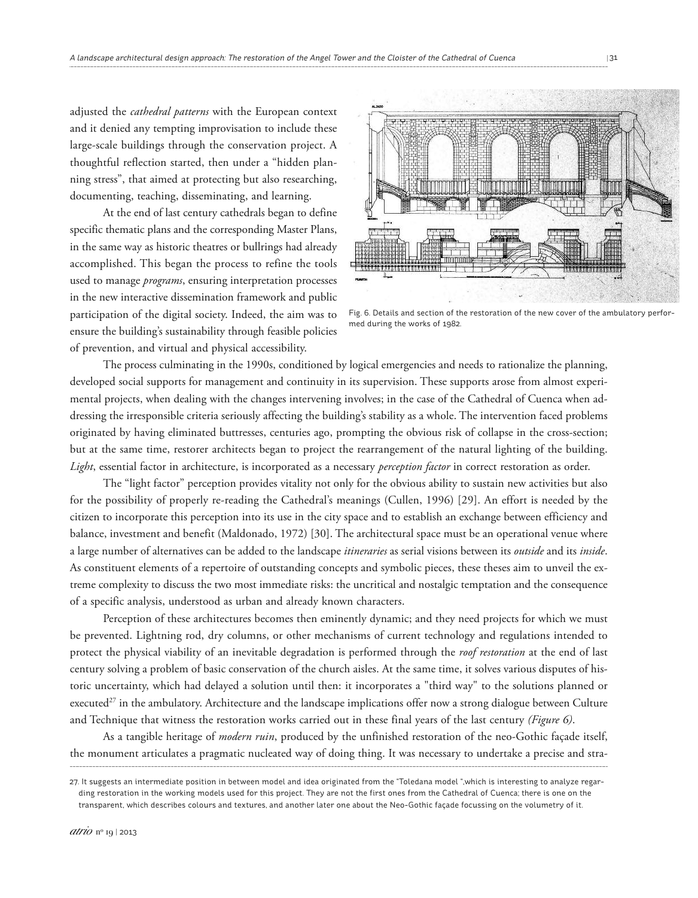adjusted the *cathedral patterns* with the European context and it denied any tempting improvisation to include these large-scale buildings through the conservation project. A thoughtful reflection started, then under a "hidden planning stress", that aimed at protecting but also researching, documenting, teaching, disseminating, and learning.

At the end of last century cathedrals began to define specific thematic plans and the corresponding Master Plans, in the same way as historic theatres or bullrings had already accomplished. This began the process to refine the tools used to manage *programs*, ensuring interpretation processes in the new interactive dissemination framework and public participation of the digital society. Indeed, the aim was to ensure the building's sustainability through feasible policies of prevention, and virtual and physical accessibility.

Fig. 6. Details and section of the restoration of the new cover of the ambulatory performed during the works of 1982.

The process culminating in the 1990s, conditioned by logical emergencies and needs to rationalize the planning, developed social supports for management and continuity in its supervision. These supports arose from almost experimental projects, when dealing with the changes intervening involves; in the case of the Cathedral of Cuenca when addressing the irresponsible criteria seriously affecting the building's stability as a whole. The intervention faced problems originated by having eliminated buttresses, centuries ago, prompting the obvious risk of collapse in the cross-section; but at the same time, restorer architects began to project the rearrangement of the natural lighting of the building. *Light*, essential factor in architecture, is incorporated as a necessary *perception factor* in correct restoration as order.

The "light factor" perception provides vitality not only for the obvious ability to sustain new activities but also for the possibility of properly re-reading the Cathedral's meanings (Cullen, 1996) [29]. An effort is needed by the citizen to incorporate this perception into its use in the city space and to establish an exchange between efficiency and balance, investment and benefit (Maldonado, 1972) [30]. The architectural space must be an operational venue where a large number of alternatives can be added to the landscape *itineraries* as serial visions between its *outside* and its *inside*. As constituent elements of a repertoire of outstanding concepts and symbolic pieces, these theses aim to unveil the extreme complexity to discuss the two most immediate risks: the uncritical and nostalgic temptation and the consequence of a specific analysis, understood as urban and already known characters.

Perception of these architectures becomes then eminently dynamic; and they need projects for which we must be prevented. Lightning rod, dry columns, or other mechanisms of current technology and regulations intended to protect the physical viability of an inevitable degradation is performed through the *roof restoration* at the end of last century solving a problem of basic conservation of the church aisles. At the same time, it solves various disputes of historic uncertainty, which had delayed a solution until then: it incorporates a "third way" to the solutions planned or executed[27] in the ambulatory. Architecture and the landscape implications offer now a strong dialogue between Culture and Technique that witness the restoration works carried out in these final years of the last century *(Figure 6)*.

As a tangible heritage of *modern ruin*, produced by the unfinished restoration of the neo-Gothic façade itself, the monument articulates a pragmatic nucleated way of doing thing. It was necessary to undertake a precise and stra-

27. It suggests an intermediate position in between model and idea originated from the "Toledana model ",which is interesting to analyze regarding restoration in the working models used for this project. They are not the first ones from the Cathedral of Cuenca; there is one on the transparent, which describes colours and textures, and another later one about the Neo-Gothic façade focussing on the volumetry of it.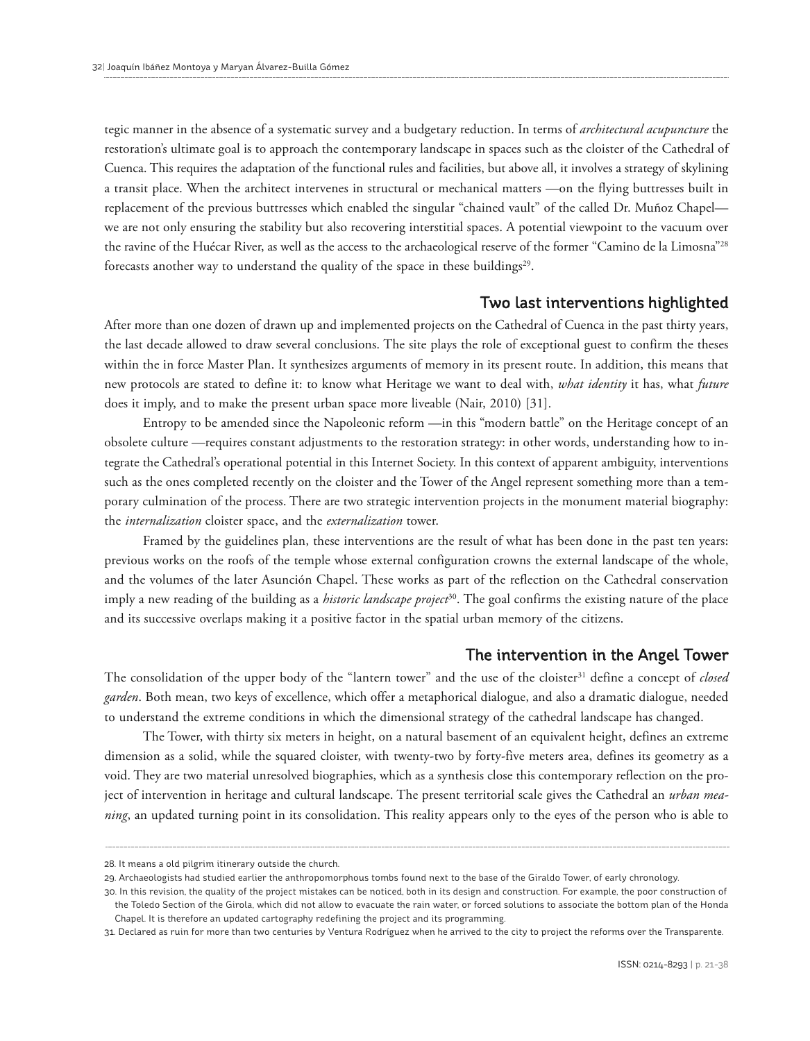tegic manner in the absence of a systematic survey and a budgetary reduction. In terms of *architectural acupuncture* the restoration's ultimate goal is to approach the contemporary landscape in spaces such as the cloister of the Cathedral of Cuenca. This requires the adaptation of the functional rules and facilities, but above all, it involves a strategy of skylining a transit place. When the architect intervenes in structural or mechanical matters —on the flying buttresses built in replacement of the previous buttresses which enabled the singular "chained vault" of the called Dr. Muñoz Chapel— we are not only ensuring the stability but also recovering interstitial spaces. A potential viewpoint to the vacuum over the ravine of the Huécar River, as well as the access to the archaeological reserve of the former "Camino de la Limosna"[28] forecasts another way to understand the quality of the space in these buildings[29].

## Two last interventions highlighted

After more than one dozen of drawn up and implemented projects on the Cathedral of Cuenca in the past thirty years, the last decade allowed to draw several conclusions. The site plays the role of exceptional guest to confirm the theses within the in force Master Plan. It synthesizes arguments of memory in its present route. In addition, this means that new protocols are stated to define it: to know what Heritage we want to deal with, *what identity* it has, what *future* does it imply, and to make the present urban space more liveable (Nair, 2010) [31].

Entropy to be amended since the Napoleonic reform —in this "modern battle" on the Heritage concept of an obsolete culture —requires constant adjustments to the restoration strategy: in other words, understanding how to integrate the Cathedral's operational potential in this Internet Society. In this context of apparent ambiguity, interventions such as the ones completed recently on the cloister and the Tower of the Angel represent something more than a temporary culmination of the process. There are two strategic intervention projects in the monument material biography: the *internalization* cloister space, and the *externalization* tower.

Framed by the guidelines plan, these interventions are the result of what has been done in the past ten years: previous works on the roofs of the temple whose external configuration crowns the external landscape of the whole, and the volumes of the later Asunción Chapel. These works as part of the reflection on the Cathedral conservation imply a new reading of the building as a *historic landscape project*[30]. The goal confirms the existing nature of the place and its successive overlaps making it a positive factor in the spatial urban memory of the citizens.

## The intervention in the Angel Tower

The consolidation of the upper body of the "lantern tower" and the use of the cloister[31] define a concept of *closed garden*. Both mean, two keys of excellence, which offer a metaphorical dialogue, and also a dramatic dialogue, needed to understand the extreme conditions in which the dimensional strategy of the cathedral landscape has changed.

The Tower, with thirty six meters in height, on a natural basement of an equivalent height, defines an extreme dimension as a solid, while the squared cloister, with twenty-two by forty-five meters area, defines its geometry as a void. They are two material unresolved biographies, which as a synthesis close this contemporary reflection on the project of intervention in heritage and cultural landscape. The present territorial scale gives the Cathedral an *urban meaning*, an updated turning point in its consolidation. This reality appears only to the eyes of the person who is able to

---

28. It means a old pilgrim itinerary outside the church.

29. Archaeologists had studied earlier the anthropomorphous tombs found next to the base of the Giraldo Tower, of early chronology.

30. In this revision, the quality of the project mistakes can be noticed, both in its design and construction. For example, the poor construction of the Toledo Section of the Girola, which did not allow to evacuate the rain water, or forced solutions to associate the bottom plan of the Honda Chapel. It is therefore an updated cartography redefining the project and its programming.

31. Declared as ruin for more than two centuries by Ventura Rodríguez when he arrived to the city to project the reforms over the Transparente.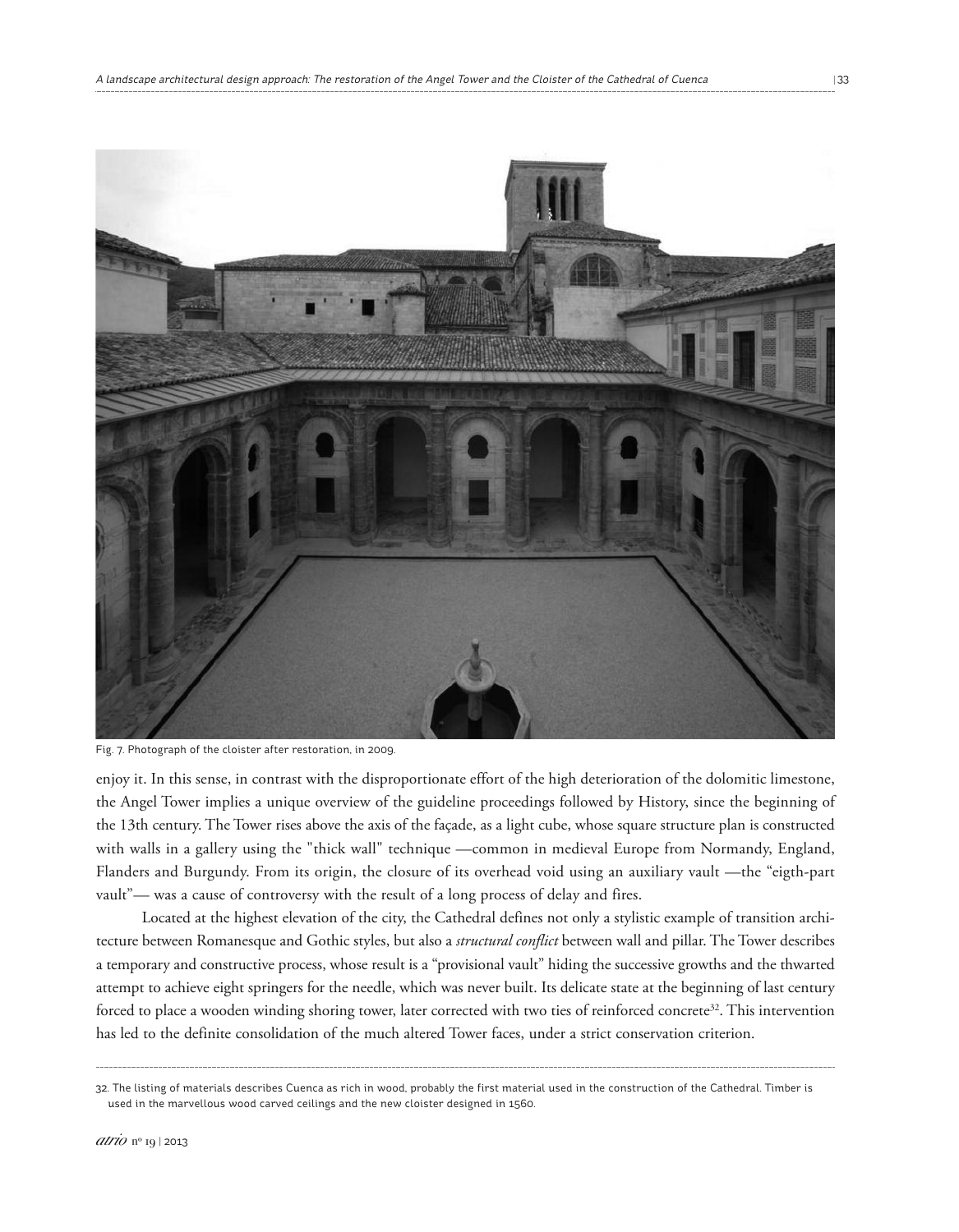Fig. 7. Photograph of the cloister after restoration, in 2009.

enjoy it. In this sense, in contrast with the disproportionate effort of the high deterioration of the dolomitic limestone, the Angel Tower implies a unique overview of the guideline proceedings followed by History, since the beginning of the 13th century. The Tower rises above the axis of the façade, as a light cube, whose square structure plan is constructed with walls in a gallery using the "thick wall" technique —common in medieval Europe from Normandy, England, Flanders and Burgundy. From its origin, the closure of its overhead void using an auxiliary vault —the "eigth-part vault"— was a cause of controversy with the result of a long process of delay and fires.

Located at the highest elevation of the city, the Cathedral defines not only a stylistic example of transition architecture between Romanesque and Gothic styles, but also a *structural conflict* between wall and pillar. The Tower describes a temporary and constructive process, whose result is a "provisional vault" hiding the successive growths and the thwarted attempt to achieve eight springers for the needle, which was never built. Its delicate state at the beginning of last century forced to place a wooden winding shoring tower, later corrected with two ties of reinforced concrete[32]. This intervention has led to the definite consolidation of the much altered Tower faces, under a strict conservation criterion.

32. The listing of materials describes Cuenca as rich in wood, probably the first material used in the construction of the Cathedral. Timber is used in the marvellous wood carved ceilings and the new cloister designed in 1560.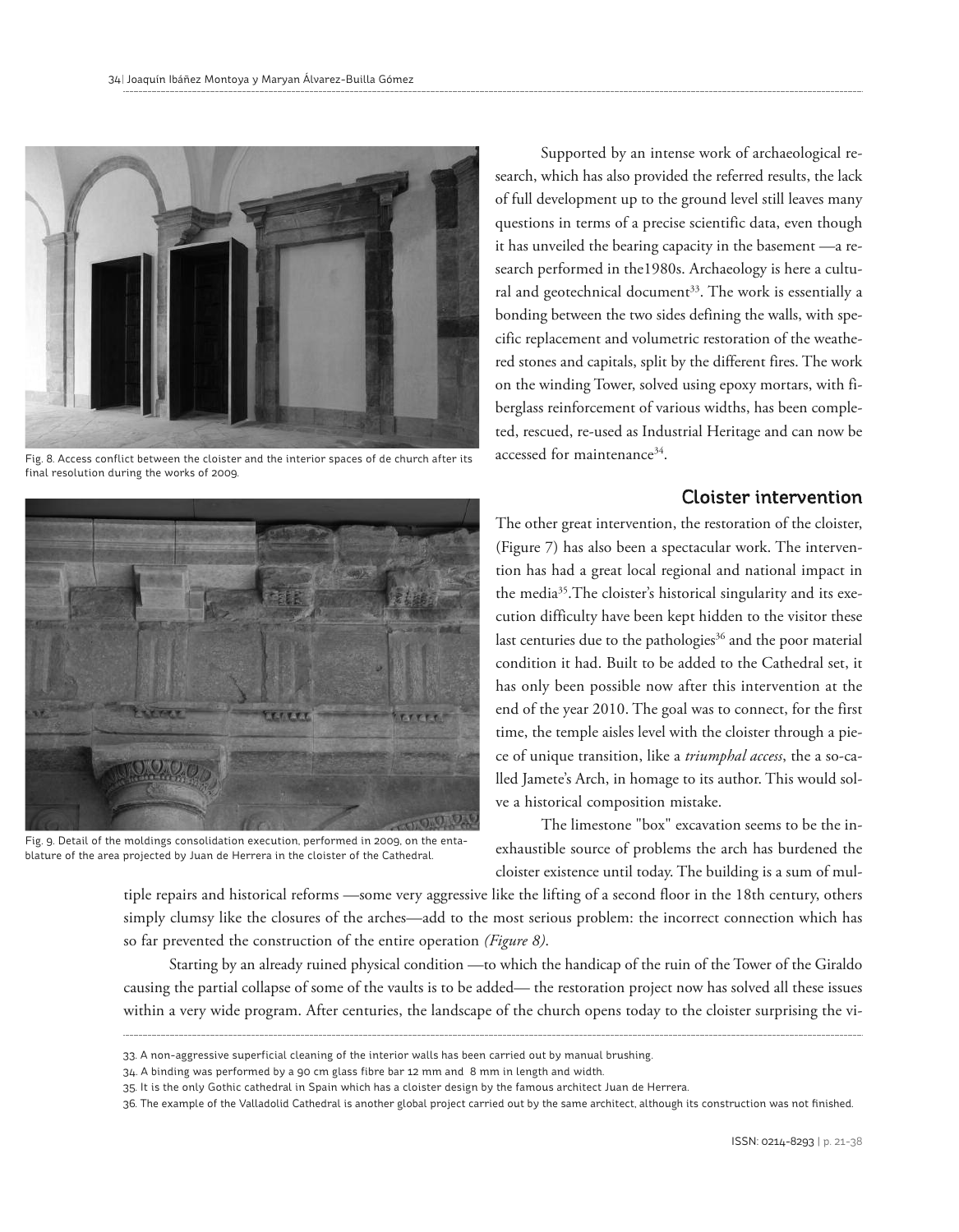Fig. 8. Access conflict between the cloister and the interior spaces of de church after its final resolution during the works of 2009.

Fig. 9. Detail of the moldings consolidation execution, performed in 2009, on the entablature of the area projected by Juan de Herrera in the cloister of the Cathedral.

Supported by an intense work of archaeological research, which has also provided the referred results, the lack of full development up to the ground level still leaves many questions in terms of a precise scientific data, even though it has unveiled the bearing capacity in the basement —a research performed in the1980s. Archaeology is here a cultural and geotechnical document[33]. The work is essentially a bonding between the two sides defining the walls, with specific replacement and volumetric restoration of the weathered stones and capitals, split by the different fires. The work on the winding Tower, solved using epoxy mortars, with fiberglass reinforcement of various widths, has been completed, rescued, re-used as Industrial Heritage and can now be accessed for maintenance[34].

## Cloister intervention

The other great intervention, the restoration of the cloister, (Figure 7) has also been a spectacular work. The intervention has had a great local regional and national impact in the media[35].The cloister's historical singularity and its execution difficulty have been kept hidden to the visitor these last centuries due to the pathologies[36] and the poor material condition it had. Built to be added to the Cathedral set, it has only been possible now after this intervention at the end of the year 2010. The goal was to connect, for the first time, the temple aisles level with the cloister through a piece of unique transition, like a *triumphal access*, the a so-called Jamete's Arch, in homage to its author. This would solve a historical composition mistake.

The limestone "box" excavation seems to be the inexhaustible source of problems the arch has burdened the cloister existence until today. The building is a sum of multiple repairs and historical reforms —some very aggressive like the lifting of a second floor in the 18th century, others simply clumsy like the closures of the arches—add to the most serious problem: the incorrect connection which has so far prevented the construction of the entire operation *(Figure 8)*.

Starting by an already ruined physical condition —to which the handicap of the ruin of the Tower of the Giraldo causing the partial collapse of some of the vaults is to be added— the restoration project now has solved all these issues within a very wide program. After centuries, the landscape of the church opens today to the cloister surprising the vi-

---

33. A non-aggressive superficial cleaning of the interior walls has been carried out by manual brushing.

34. A binding was performed by a 90 cm glass fibre bar 12 mm and 8 mm in length and width.

35. It is the only Gothic cathedral in Spain which has a cloister design by the famous architect Juan de Herrera.

36. The example of the Valladolid Cathedral is another global project carried out by the same architect, although its construction was not finished.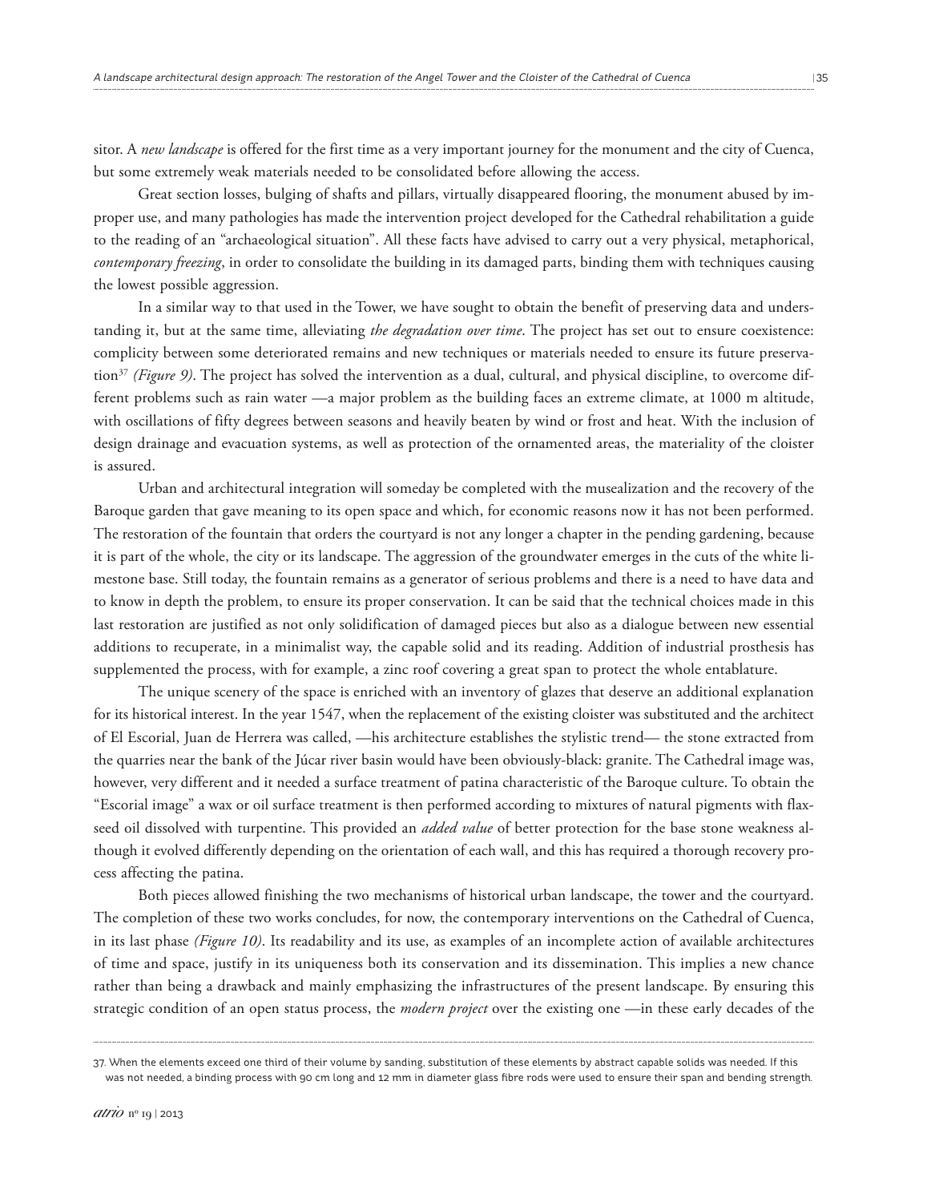sitor. A *new landscape* is offered for the first time as a very important journey for the monument and the city of Cuenca, but some extremely weak materials needed to be consolidated before allowing the access.

Great section losses, bulging of shafts and pillars, virtually disappeared flooring, the monument abused by improper use, and many pathologies has made the intervention project developed for the Cathedral rehabilitation a guide to the reading of an "archaeological situation". All these facts have advised to carry out a very physical, metaphorical, *contemporary freezing*, in order to consolidate the building in its damaged parts, binding them with techniques causing the lowest possible aggression.

In a similar way to that used in the Tower, we have sought to obtain the benefit of preserving data and understanding it, but at the same time, alleviating *the degradation over time*. The project has set out to ensure coexistence: complicity between some deteriorated remains and new techniques or materials needed to ensure its future preservation[37] *(Figure 9)*. The project has solved the intervention as a dual, cultural, and physical discipline, to overcome different problems such as rain water —a major problem as the building faces an extreme climate, at 1000 m altitude, with oscillations of fifty degrees between seasons and heavily beaten by wind or frost and heat. With the inclusion of design drainage and evacuation systems, as well as protection of the ornamented areas, the materiality of the cloister is assured.

Urban and architectural integration will someday be completed with the musealization and the recovery of the Baroque garden that gave meaning to its open space and which, for economic reasons now it has not been performed. The restoration of the fountain that orders the courtyard is not any longer a chapter in the pending gardening, because it is part of the whole, the city or its landscape. The aggression of the groundwater emerges in the cuts of the white limestone base. Still today, the fountain remains as a generator of serious problems and there is a need to have data and to know in depth the problem, to ensure its proper conservation. It can be said that the technical choices made in this last restoration are justified as not only solidification of damaged pieces but also as a dialogue between new essential additions to recuperate, in a minimalist way, the capable solid and its reading. Addition of industrial prosthesis has supplemented the process, with for example, a zinc roof covering a great span to protect the whole entablature.

The unique scenery of the space is enriched with an inventory of glazes that deserve an additional explanation for its historical interest. In the year 1547, when the replacement of the existing cloister was substituted and the architect of El Escorial, Juan de Herrera was called, —his architecture establishes the stylistic trend— the stone extracted from the quarries near the bank of the Júcar river basin would have been obviously-black: granite. The Cathedral image was, however, very different and it needed a surface treatment of patina characteristic of the Baroque culture. To obtain the "Escorial image" a wax or oil surface treatment is then performed according to mixtures of natural pigments with flaxseed oil dissolved with turpentine. This provided an *added value* of better protection for the base stone weakness although it evolved differently depending on the orientation of each wall, and this has required a thorough recovery process affecting the patina.

Both pieces allowed finishing the two mechanisms of historical urban landscape, the tower and the courtyard. The completion of these two works concludes, for now, the contemporary interventions on the Cathedral of Cuenca, in its last phase *(Figure 10)*. Its readability and its use, as examples of an incomplete action of available architectures of time and space, justify in its uniqueness both its conservation and its dissemination. This implies a new chance rather than being a drawback and mainly emphasizing the infrastructures of the present landscape. By ensuring this strategic condition of an open status process, the *modern project* over the existing one —in these early decades of the

37. When the elements exceed one third of their volume by sanding, substitution of these elements by abstract capable solids was needed. If this was not needed, a binding process with 90 cm long and 12 mm in diameter glass fibre rods were used to ensure their span and bending strength.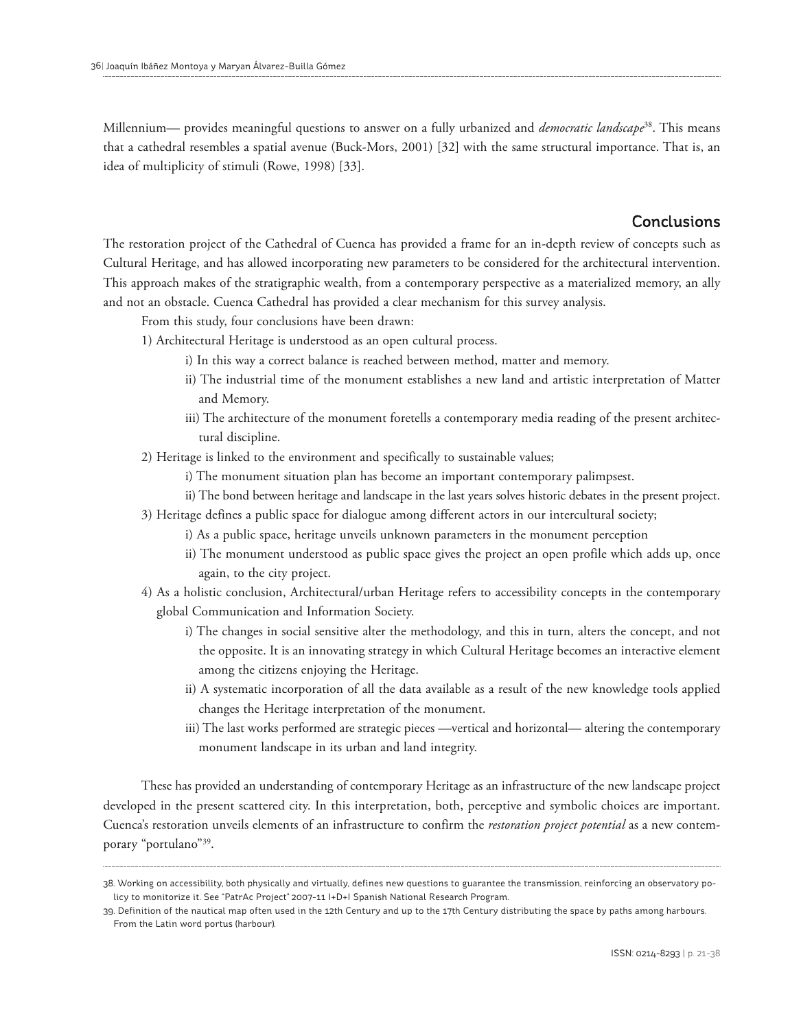Millennium— provides meaningful questions to answer on a fully urbanized and *democratic landscape*[38]. This means that a cathedral resembles a spatial avenue (Buck-Mors, 2001) [32] with the same structural importance. That is, an idea of multiplicity of stimuli (Rowe, 1998) [33].

## Conclusions

The restoration project of the Cathedral of Cuenca has provided a frame for an in-depth review of concepts such as Cultural Heritage, and has allowed incorporating new parameters to be considered for the architectural intervention. This approach makes of the stratigraphic wealth, from a contemporary perspective as a materialized memory, an ally and not an obstacle. Cuenca Cathedral has provided a clear mechanism for this survey analysis.

From this study, four conclusions have been drawn:

1) Architectural Heritage is understood as an open cultural process.
   - i) In this way a correct balance is reached between method, matter and memory.
   - ii) The industrial time of the monument establishes a new land and artistic interpretation of Matter and Memory.
   - iii) The architecture of the monument foretells a contemporary media reading of the present architectural discipline.

2) Heritage is linked to the environment and specifically to sustainable values;
   - i) The monument situation plan has become an important contemporary palimpsest.
   - ii) The bond between heritage and landscape in the last years solves historic debates in the present project.

3) Heritage defines a public space for dialogue among different actors in our intercultural society;
   - i) As a public space, heritage unveils unknown parameters in the monument perception
   - ii) The monument understood as public space gives the project an open profile which adds up, once again, to the city project.

4) As a holistic conclusion, Architectural/urban Heritage refers to accessibility concepts in the contemporary global Communication and Information Society.
   - i) The changes in social sensitive alter the methodology, and this in turn, alters the concept, and not the opposite. It is an innovating strategy in which Cultural Heritage becomes an interactive element among the citizens enjoying the Heritage.
   - ii) A systematic incorporation of all the data available as a result of the new knowledge tools applied changes the Heritage interpretation of the monument.
   - iii) The last works performed are strategic pieces —vertical and horizontal— altering the contemporary monument landscape in its urban and land integrity.

These has provided an understanding of contemporary Heritage as an infrastructure of the new landscape project developed in the present scattered city. In this interpretation, both, perceptive and symbolic choices are important. Cuenca's restoration unveils elements of an infrastructure to confirm the *restoration project potential* as a new contemporary "portulano"[39].

---

38. Working on accessibility, both physically and virtually, defines new questions to guarantee the transmission, reinforcing an observatory policy to monitorize it. See "PatrAc Project" 2007-11 I+D+I Spanish National Research Program.

39. Definition of the nautical map often used in the 12th Century and up to the 17th Century distributing the space by paths among harbours. From the Latin word portus (harbour).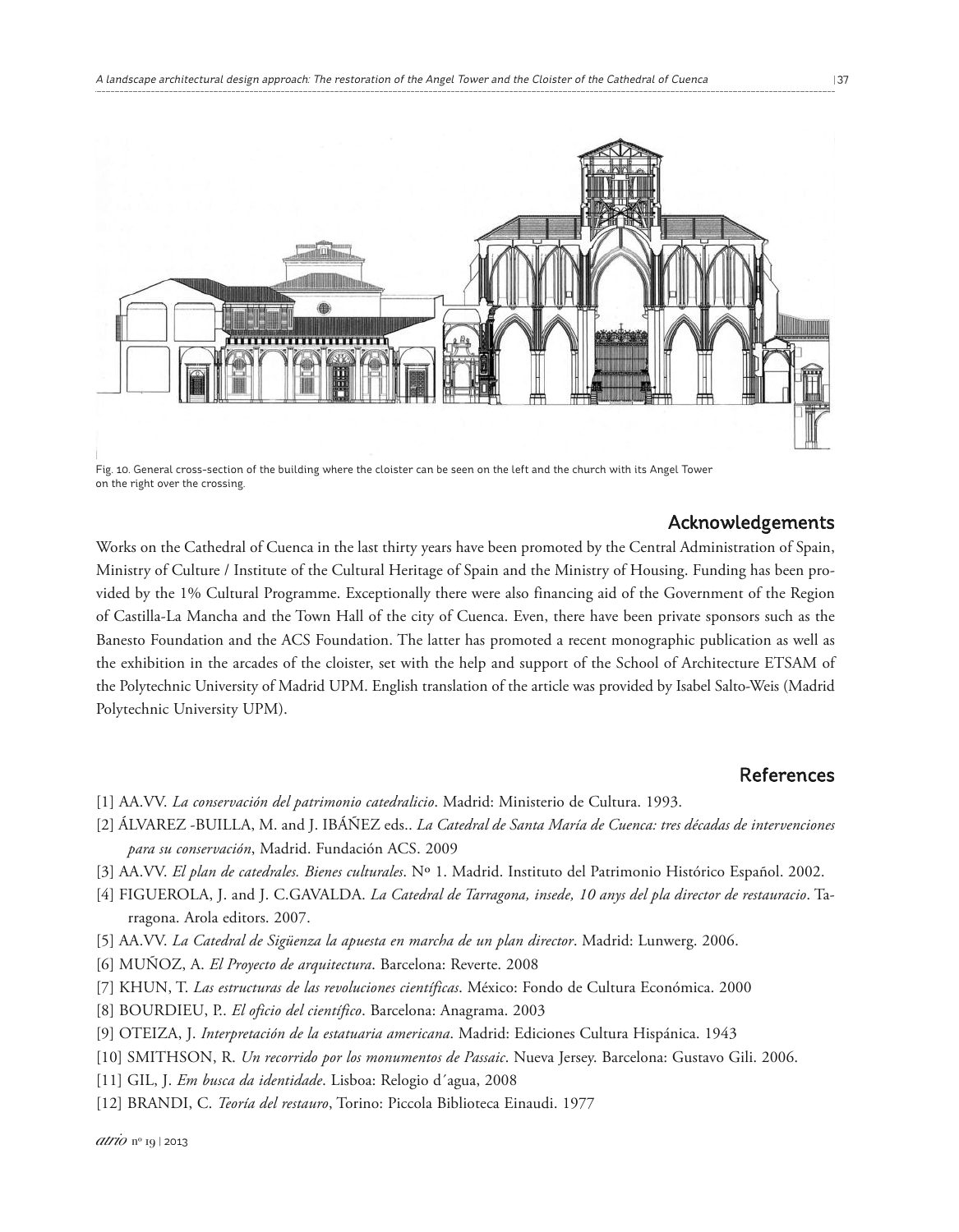Fig. 10. General cross-section of the building where the cloister can be seen on the left and the church with its Angel Tower on the right over the crossing.

## Acknowledgements

Works on the Cathedral of Cuenca in the last thirty years have been promoted by the Central Administration of Spain, Ministry of Culture / Institute of the Cultural Heritage of Spain and the Ministry of Housing. Funding has been provided by the 1% Cultural Programme. Exceptionally there were also financing aid of the Government of the Region of Castilla-La Mancha and the Town Hall of the city of Cuenca. Even, there have been private sponsors such as the Banesto Foundation and the ACS Foundation. The latter has promoted a recent monographic publication as well as the exhibition in the arcades of the cloister, set with the help and support of the School of Architecture ETSAM of the Polytechnic University of Madrid UPM. English translation of the article was provided by Isabel Salto-Weis (Madrid Polytechnic University UPM).

## References

[1] AA.VV. *La conservación del patrimonio catedralicio*. Madrid: Ministerio de Cultura. 1993.

[2] ÁLVAREZ -BUILLA, M. and J. IBÁÑEZ eds.. *La Catedral de Santa María de Cuenca: tres décadas de intervenciones para su conservación*, Madrid. Fundación ACS. 2009

[3] AA.VV. *El plan de catedrales. Bienes culturales*. Nº 1. Madrid. Instituto del Patrimonio Histórico Español. 2002.

[4] FIGUEROLA, J. and J. C.GAVALDA. *La Catedral de Tarragona, insede, 10 anys del pla director de restauracio*. Tarragona. Arola editors. 2007.

[5] AA.VV. *La Catedral de Sigüenza la apuesta en marcha de un plan director*. Madrid: Lunwerg. 2006.

[6] MUÑOZ, A. *El Proyecto de arquitectura*. Barcelona: Reverte. 2008

[7] KHUN, T. *Las estructuras de las revoluciones científicas*. México: Fondo de Cultura Económica. 2000

[8] BOURDIEU, P.. *El oficio del científico*. Barcelona: Anagrama. 2003

[9] OTEIZA, J. *Interpretación de la estatuaria americana*. Madrid: Ediciones Cultura Hispánica. 1943

[10] SMITHSON, R. *Un recorrido por los monumentos de Passaic*. Nueva Jersey. Barcelona: Gustavo Gili. 2006.

[11] GIL, J. *Em busca da identidade*. Lisboa: Relogio d´agua, 2008

[12] BRANDI, C. *Teoría del restauro*, Torino: Piccola Biblioteca Einaudi. 1977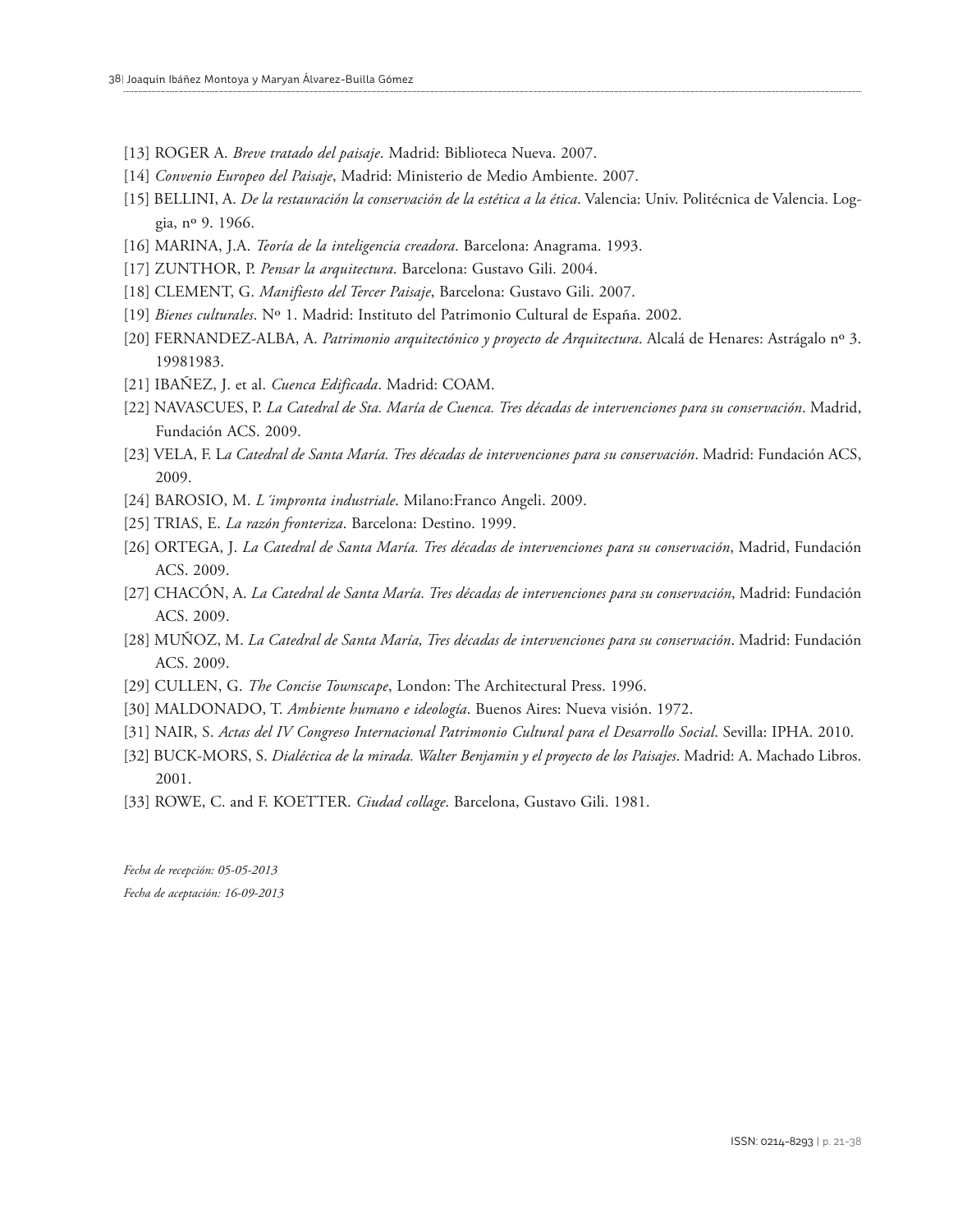[13] ROGER A. *Breve tratado del paisaje*. Madrid: Biblioteca Nueva. 2007.

[14] *Convenio Europeo del Paisaje*, Madrid: Ministerio de Medio Ambiente. 2007.

[15] BELLINI, A. *De la restauración la conservación de la estética a la ética*. Valencia: Univ. Politécnica de Valencia. Loggia, nº 9. 1966.

[16] MARINA, J.A. *Teoría de la inteligencia creadora*. Barcelona: Anagrama. 1993.

[17] ZUNTHOR, P. *Pensar la arquitectura*. Barcelona: Gustavo Gili. 2004.

[18] CLEMENT, G. *Manifiesto del Tercer Paisaje*, Barcelona: Gustavo Gili. 2007.

[19] *Bienes culturales*. Nº 1. Madrid: Instituto del Patrimonio Cultural de España. 2002.

[20] FERNANDEZ-ALBA, A. *Patrimonio arquitectónico y proyecto de Arquitectura*. Alcalá de Henares: Astrágalo nº 3. 19981983.

[21] IBAÑEZ, J. et al. *Cuenca Edificada*. Madrid: COAM.

[22] NAVASCUES, P. *La Catedral de Sta. María de Cuenca. Tres décadas de intervenciones para su conservación*. Madrid, Fundación ACS. 2009.

[23] VELA, F. L*a Catedral de Santa María. Tres décadas de intervenciones para su conservación*. Madrid: Fundación ACS, 2009.

[24] BAROSIO, M. *L´impronta industriale*. Milano:Franco Angeli. 2009.

[25] TRIAS, E. *La razón fronteriza*. Barcelona: Destino. 1999.

[26] ORTEGA, J. *La Catedral de Santa María. Tres décadas de intervenciones para su conservación*, Madrid, Fundación ACS. 2009.

[27] CHACÓN, A. *La Catedral de Santa María. Tres décadas de intervenciones para su conservación*, Madrid: Fundación ACS. 2009.

[28] MUÑOZ, M. *La Catedral de Santa María, Tres décadas de intervenciones para su conservación*. Madrid: Fundación ACS. 2009.

[29] CULLEN, G. *The Concise Townscape*, London: The Architectural Press. 1996.

[30] MALDONADO, T. *Ambiente humano e ideología*. Buenos Aires: Nueva visión. 1972.

[31] NAIR, S. *Actas del IV Congreso Internacional Patrimonio Cultural para el Desarrollo Social*. Sevilla: IPHA. 2010.

[32] BUCK-MORS, S. *Dialéctica de la mirada. Walter Benjamin y el proyecto de los Paisajes*. Madrid: A. Machado Libros. 2001.

[33] ROWE, C. and F. KOETTER. *Ciudad collage*. Barcelona, Gustavo Gili. 1981.

*Fecha de recepción: 05-05-2013*

*Fecha de aceptación: 16-09-2013*